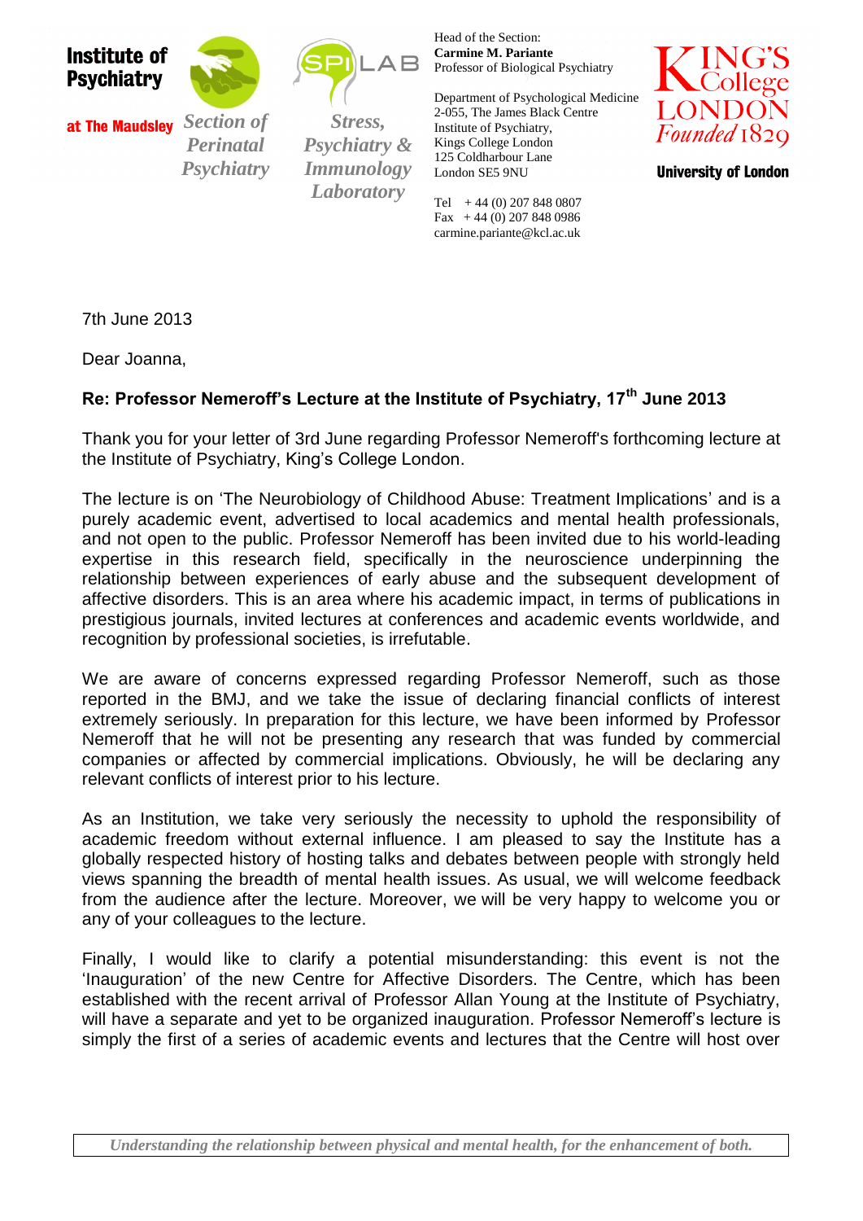**Institute of Psychiatry**

**at The Maudsley**

*Section of Perinatal Psychiatry*

SPI LAB

*Stress, Psychiatry & Immunology Laboratory*

Head of the Section:
**Carmine M. Pariante**
Professor of Biological Psychiatry

Department of Psychological Medicine
2-055, The James Black Centre
Institute of Psychiatry,
Kings College London
125 Coldharbour Lane
London SE5 9NU

Tel + 44 (0) 207 848 0807
Fax + 44 (0) 207 848 0986
carmine.pariante@kcl.ac.uk

KING'S College LONDON *Founded* 1829

**University of London**

7th June 2013

Dear Joanna,

**Re: Professor Nemeroff's Lecture at the Institute of Psychiatry, 17th June 2013**

Thank you for your letter of 3rd June regarding Professor Nemeroff's forthcoming lecture at the Institute of Psychiatry, King's College London.

The lecture is on 'The Neurobiology of Childhood Abuse: Treatment Implications' and is a purely academic event, advertised to local academics and mental health professionals, and not open to the public. Professor Nemeroff has been invited due to his world-leading expertise in this research field, specifically in the neuroscience underpinning the relationship between experiences of early abuse and the subsequent development of affective disorders. This is an area where his academic impact, in terms of publications in prestigious journals, invited lectures at conferences and academic events worldwide, and recognition by professional societies, is irrefutable.

We are aware of concerns expressed regarding Professor Nemeroff, such as those reported in the BMJ, and we take the issue of declaring financial conflicts of interest extremely seriously. In preparation for this lecture, we have been informed by Professor Nemeroff that he will not be presenting any research that was funded by commercial companies or affected by commercial implications. Obviously, he will be declaring any relevant conflicts of interest prior to his lecture.

As an Institution, we take very seriously the necessity to uphold the responsibility of academic freedom without external influence. I am pleased to say the Institute has a globally respected history of hosting talks and debates between people with strongly held views spanning the breadth of mental health issues. As usual, we will welcome feedback from the audience after the lecture. Moreover, we will be very happy to welcome you or any of your colleagues to the lecture.

Finally, I would like to clarify a potential misunderstanding: this event is not the 'Inauguration' of the new Centre for Affective Disorders. The Centre, which has been established with the recent arrival of Professor Allan Young at the Institute of Psychiatry, will have a separate and yet to be organized inauguration. Professor Nemeroff's lecture is simply the first of a series of academic events and lectures that the Centre will host over

*Understanding the relationship between physical and mental health, for the enhancement of both.*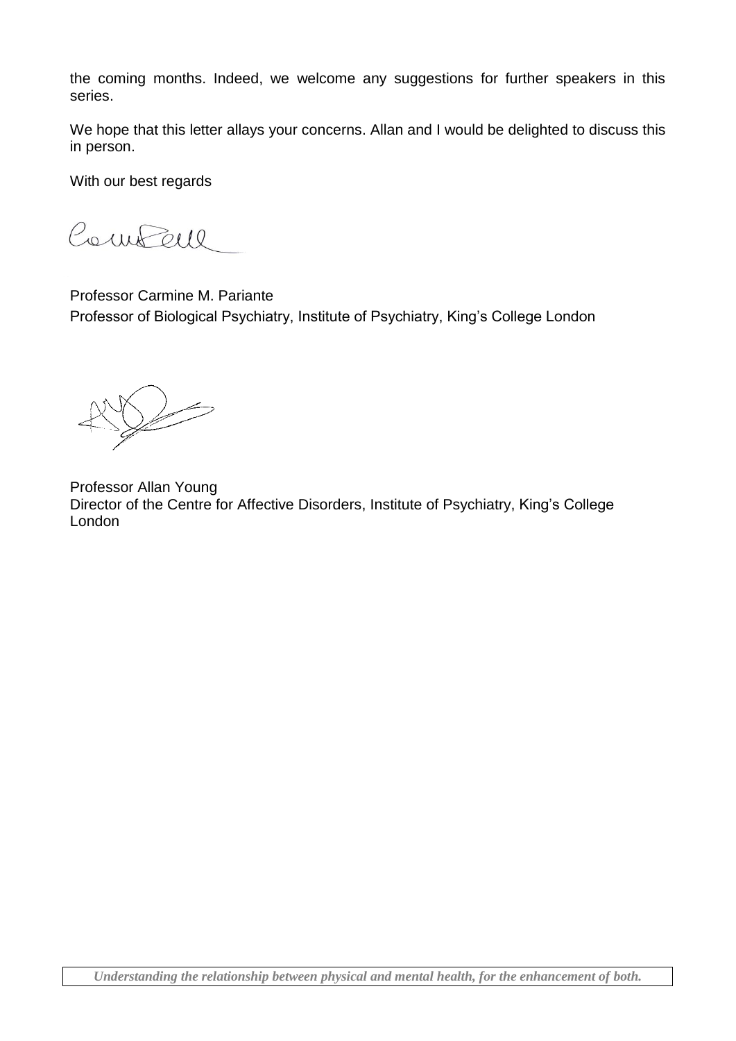the coming months. Indeed, we welcome any suggestions for further speakers in this series.

We hope that this letter allays your concerns. Allan and I would be delighted to discuss this in person.

With our best regards

Professor Carmine M. Pariante
Professor of Biological Psychiatry, Institute of Psychiatry, King's College London

Professor Allan Young
Director of the Centre for Affective Disorders, Institute of Psychiatry, King's College London

*Understanding the relationship between physical and mental health, for the enhancement of both.*